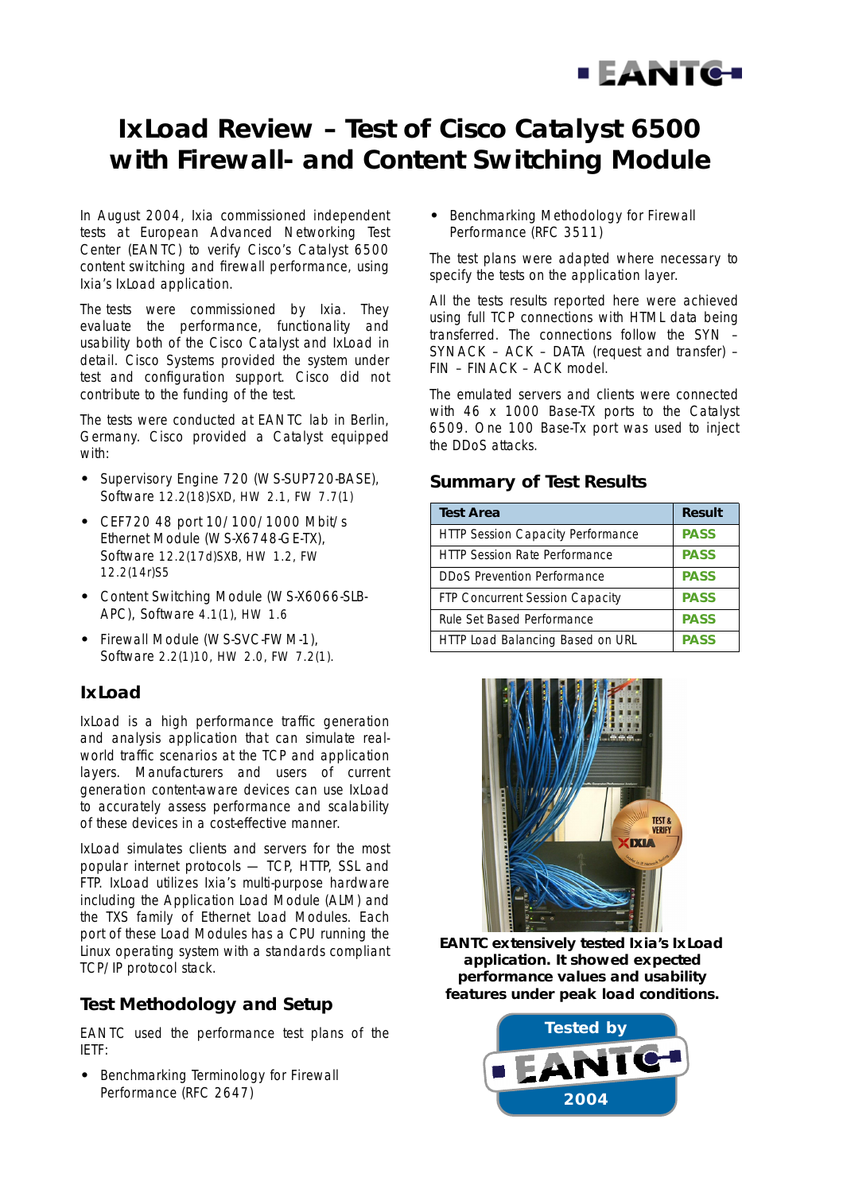# IxLoad Review – Test of Cisco Catalyst 6500 with Firewall- and Content Switching Module

In August 2004, Ixia commissioned independent tests at European Advanced Networking Test Center (EANTC) to verify Cisco's Catalyst 6500 content switching and firewall performance, using Ixia's IxLoad application.

The tests were commissioned by Ixia. They evaluate the performance, functionality and usability both of the Cisco Catalyst and IxLoad in detail. Cisco Systems provided the system under test and configuration support. Cisco did not contribute to the funding of the test.

The tests were conducted at EANTC lab in Berlin, Germany. Cisco provided a Catalyst equipped with:

- Supervisory Engine 720 (WS-SUP720-BASE), Software 12.2(18)SXD, HW 2.1, FW 7.7(1)
- CEF720 48 port 10/100/1000 Mbit/s Ethernet Module (WS-X6748-GE-TX), Software 12.2(17d)SXB, HW 1.2, FW 12.2(14r)S5
- Content Switching Module (WS-X6066-SLB-APC), Software 4.1(1), HW 1.6
- Firewall Module (WS-SVC-FWM-1), Software 2.2(1)10, HW 2.0, FW 7.2(1).

## IxLoad

IxLoad is a high performance traffic generation and analysis application that can simulate real-world traffic scenarios at the TCP and application layers. Manufacturers and users of current generation content-aware devices can use IxLoad to accurately assess performance and scalability of these devices in a cost-effective manner.

IxLoad simulates clients and servers for the most popular internet protocols — TCP, HTTP, SSL and FTP. IxLoad utilizes Ixia's multi-purpose hardware including the Application Load Module (ALM) and the TXS family of Ethernet Load Modules. Each port of these Load Modules has a CPU running the Linux operating system with a standards compliant TCP/IP protocol stack.

## Test Methodology and Setup

EANTC used the performance test plans of the IETF:

- Benchmarking Terminology for Firewall Performance (RFC 2647)
- Benchmarking Methodology for Firewall Performance (RFC 3511)

The test plans were adapted where necessary to specify the tests on the application layer.

All the tests results reported here were achieved using full TCP connections with HTML data being transferred. The connections follow the SYN – SYNACK – ACK – DATA (request and transfer) – FIN – FINACK – ACK model.

The emulated servers and clients were connected with 46 x 1000 Base-TX ports to the Catalyst 6509. One 100 Base-Tx port was used to inject the DDoS attacks.

## Summary of Test Results

| Test Area | Result |
|---|---|
| HTTP Session Capacity Performance | PASS |
| HTTP Session Rate Performance | PASS |
| DDoS Prevention Performance | PASS |
| FTP Concurrent Session Capacity | PASS |
| Rule Set Based Performance | PASS |
| HTTP Load Balancing Based on URL | PASS |

**EANTC extensively tested Ixia's IxLoad application. It showed expected performance values and usability features under peak load conditions.**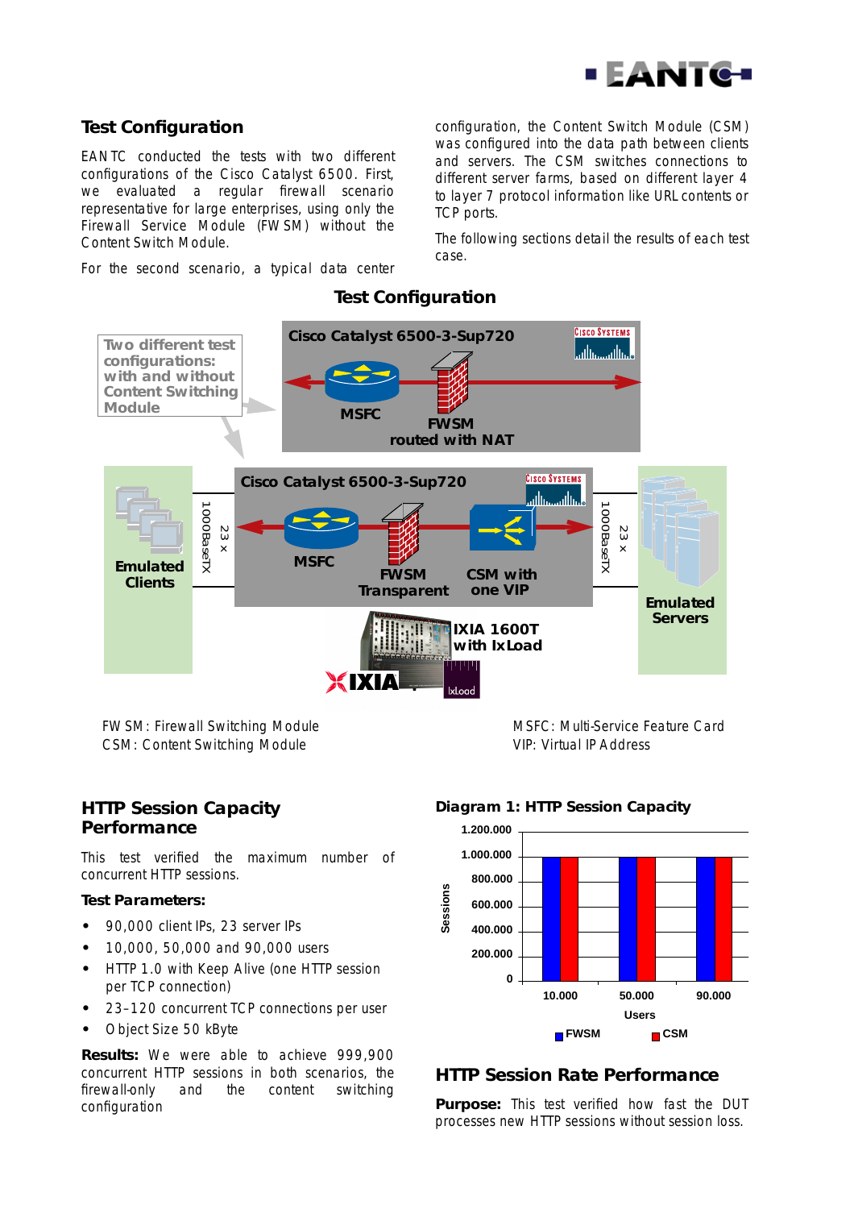## Test Configuration

EANTC conducted the tests with two different configurations of the Cisco Catalyst 6500. First, we evaluated a regular firewall scenario representative for large enterprises, using only the Firewall Service Module (FWSM) without the Content Switch Module.

For the second scenario, a typical data center configuration, the Content Switch Module (CSM) was configured into the data path between clients and servers. The CSM switches connections to different server farms, based on different layer 4 to layer 7 protocol information like URL contents or TCP ports.

The following sections detail the results of each test case.

### Test Configuration

Two different test configurations: with and without Content Switching Module

Cisco Catalyst 6500-3-Sup720

MSFC

FWSM routed with NAT

Cisco Catalyst 6500-3-Sup720

Emulated Clients

23 × 1000BaseTX

MSFC

FWSM Transparent

CSM with one VIP

23 × 1000BaseTX

Emulated Servers

IXIA 1600T with IxLoad

FWSM: Firewall Switching Module
CSM: Content Switching Module

MSFC: Multi-Service Feature Card
VIP: Virtual IP Address

## HTTP Session Capacity Performance

This test verified the maximum number of concurrent HTTP sessions.

### Test Parameters:

- 90,000 client IPs, 23 server IPs
- 10,000, 50,000 and 90,000 users
- HTTP 1.0 with Keep Alive (one HTTP session per TCP connection)
- 23–120 concurrent TCP connections per user
- Object Size 50 kByte

**Results:** We were able to achieve 999,900 concurrent HTTP sessions in both scenarios, the firewall-only and the content switching configuration

### Diagram 1: HTTP Session Capacity

Sessions: 0, 200.000, 400.000, 600.000, 800.000, 1.000.000, 1.200.000

Users: 10.000, 50.000, 90.000

FWSM CSM

## HTTP Session Rate Performance

**Purpose:** This test verified how fast the DUT processes new HTTP sessions without session loss.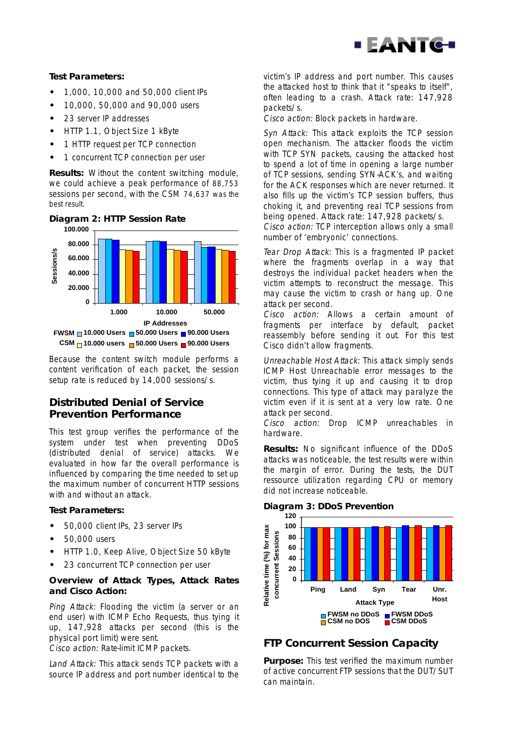**Test Parameters:**

- 1,000, 10,000 and 50,000 client IPs
- 10,000, 50,000 and 90,000 users
- 23 server IP addresses
- HTTP 1.1, Object Size 1 kByte
- 1 HTTP request per TCP connection
- 1 concurrent TCP connection per user

**Results:** Without the content switching module, we could achieve a peak performance of 88,753 sessions per second, with the CSM 74,637 was the best result.

**Diagram 2: HTTP Session Rate**

Because the content switch module performs a content verification of each packet, the session setup rate is reduced by 14,000 sessions/s.

## Distributed Denial of Service Prevention Performance

This test group verifies the performance of the system under test when preventing DDoS (distributed denial of service) attacks. We evaluated in how far the overall performance is influenced by comparing the time needed to set up the maximum number of concurrent HTTP sessions with and without an attack.

### Test Parameters:

- 50,000 client IPs, 23 server IPs
- 50,000 users
- HTTP 1.0, Keep Alive, Object Size 50 kByte
- 23 concurrent TCP connection per user

### Overview of Attack Types, Attack Rates and Cisco Action:

*Ping Attack:* Flooding the victim (a server or an end user) with ICMP Echo Requests, thus tying it up, 147,928 attacks per second (this is the physical port limit) were sent.
*Cisco action:* Rate-limit ICMP packets.

*Land Attack:* This attack sends TCP packets with a source IP address and port number identical to the victim's IP address and port number. This causes the attacked host to think that it "speaks to itself", often leading to a crash. Attack rate: 147,928 packets/s.
*Cisco action:* Block packets in hardware.

*Syn Attack:* This attack exploits the TCP session open mechanism. The attacker floods the victim with TCP SYN packets, causing the attacked host to spend a lot of time in opening a large number of TCP sessions, sending SYN-ACK's, and waiting for the ACK responses which are never returned. It also fills up the victim's TCP session buffers, thus choking it, and preventing real TCP sessions from being opened. Attack rate: 147,928 packets/s.
*Cisco action:* TCP interception allows only a small number of 'embryonic' connections.

*Tear Drop Attack:* This is a fragmented IP packet where the fragments overlap in a way that destroys the individual packet headers when the victim attempts to reconstruct the message. This may cause the victim to crash or hang up. One attack per second.
*Cisco action:* Allows a certain amount of fragments per interface by default, packet reassembly before sending it out. For this test Cisco didn't allow fragments.

*Unreachable Host Attack:* This attack simply sends ICMP Host Unreachable error messages to the victim, thus tying it up and causing it to drop connections. This type of attack may paralyze the victim even if it is sent at a very low rate. One attack per second.
*Cisco action:* Drop ICMP unreachables in hardware.

**Results:** No significant influence of the DDoS attacks was noticeable, the test results were within the margin of error. During the tests, the DUT ressource utilization regarding CPU or memory did not increase noticeable.

**Diagram 3: DDoS Prevention**

## FTP Concurrent Session Capacity

**Purpose:** This test verified the maximum number of active concurrent FTP sessions that the DUT/SUT can maintain.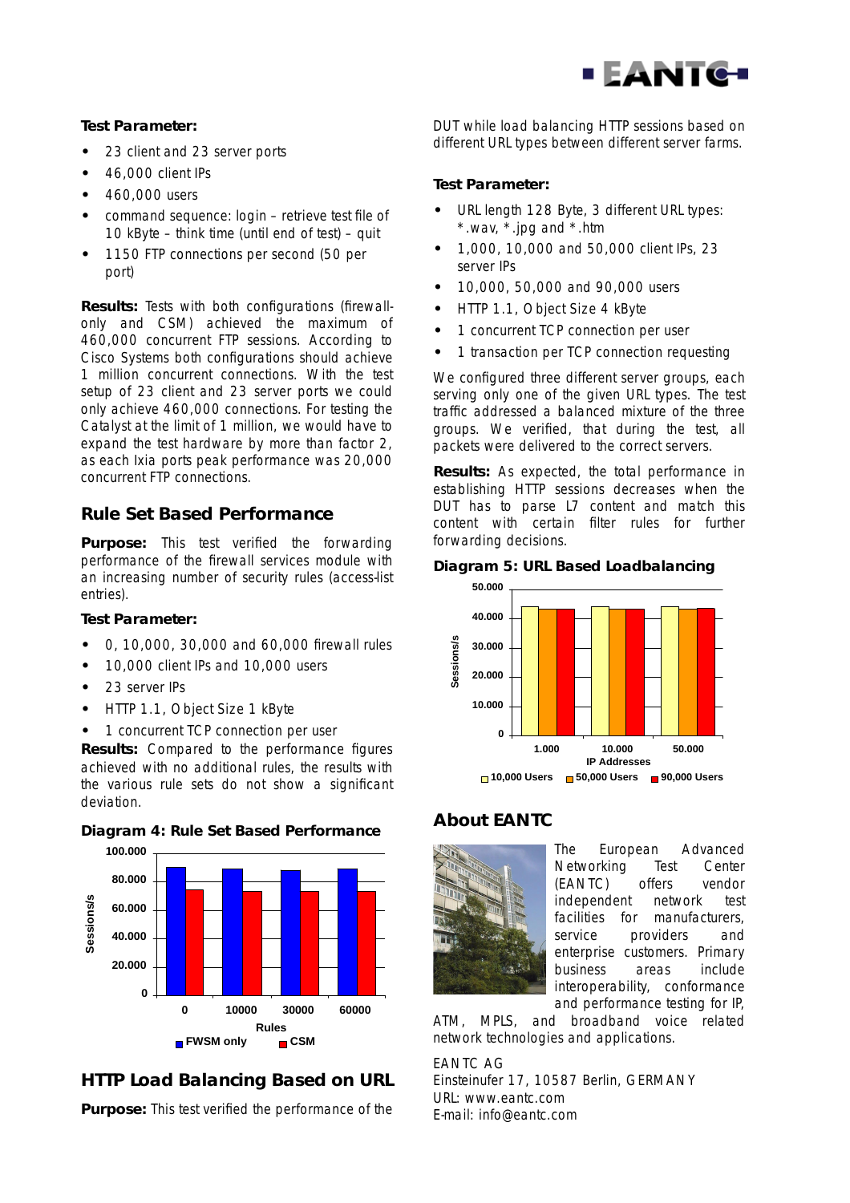**Test Parameter:**

- 23 client and 23 server ports
- 46,000 client IPs
- 460,000 users
- command sequence: login – retrieve test file of 10 kByte – think time (until end of test) – quit
- 1150 FTP connections per second (50 per port)

**Results:** Tests with both configurations (firewall-only and CSM) achieved the maximum of 460,000 concurrent FTP sessions. According to Cisco Systems both configurations should achieve 1 million concurrent connections. With the test setup of 23 client and 23 server ports we could only achieve 460,000 connections. For testing the Catalyst at the limit of 1 million, we would have to expand the test hardware by more than factor 2, as each Ixia ports peak performance was 20,000 concurrent FTP connections.

## Rule Set Based Performance

**Purpose:** This test verified the forwarding performance of the firewall services module with an increasing number of security rules (access-list entries).

**Test Parameter:**

- 0, 10,000, 30,000 and 60,000 firewall rules
- 10,000 client IPs and 10,000 users
- 23 server IPs
- HTTP 1.1, Object Size 1 kByte
- 1 concurrent TCP connection per user

**Results:** Compared to the performance figures achieved with no additional rules, the results with the various rule sets do not show a significant deviation.

**Diagram 4: Rule Set Based Performance**

Sessions/s
100.000
80.000
60.000
40.000
20.000
0
0
10000
30000
60000
Rules
FWSM only
CSM

## HTTP Load Balancing Based on URL

**Purpose:** This test verified the performance of the DUT while load balancing HTTP sessions based on different URL types between different server farms.

**Test Parameter:**

- URL length 128 Byte, 3 different URL types: *.wav, *.jpg and *.htm
- 1,000, 10,000 and 50,000 client IPs, 23 server IPs
- 10,000, 50,000 and 90,000 users
- HTTP 1.1, Object Size 4 kByte
- 1 concurrent TCP connection per user
- 1 transaction per TCP connection requesting

We configured three different server groups, each serving only one of the given URL types. The test traffic addressed a balanced mixture of the three groups. We verified, that during the test, all packets were delivered to the correct servers.

**Results:** As expected, the total performance in establishing HTTP sessions decreases when the DUT has to parse L7 content and match this content with certain filter rules for further forwarding decisions.

**Diagram 5: URL Based Loadbalancing**

Sessions/s
50.000
40.000
30.000
20.000
10.000
0
1.000
10.000
50.000
IP Addresses
10,000 Users
50,000 Users
90,000 Users

## About EANTC

The European Advanced Networking Test Center (EANTC) offers vendor independent network test facilities for manufacturers, service providers and enterprise customers. Primary business areas include interoperability, conformance and performance testing for IP, ATM, MPLS, and broadband voice related network technologies and applications.

EANTC AG
Einsteinufer 17, 10587 Berlin, GERMANY
URL: www.eantc.com
E-mail: info@eantc.com